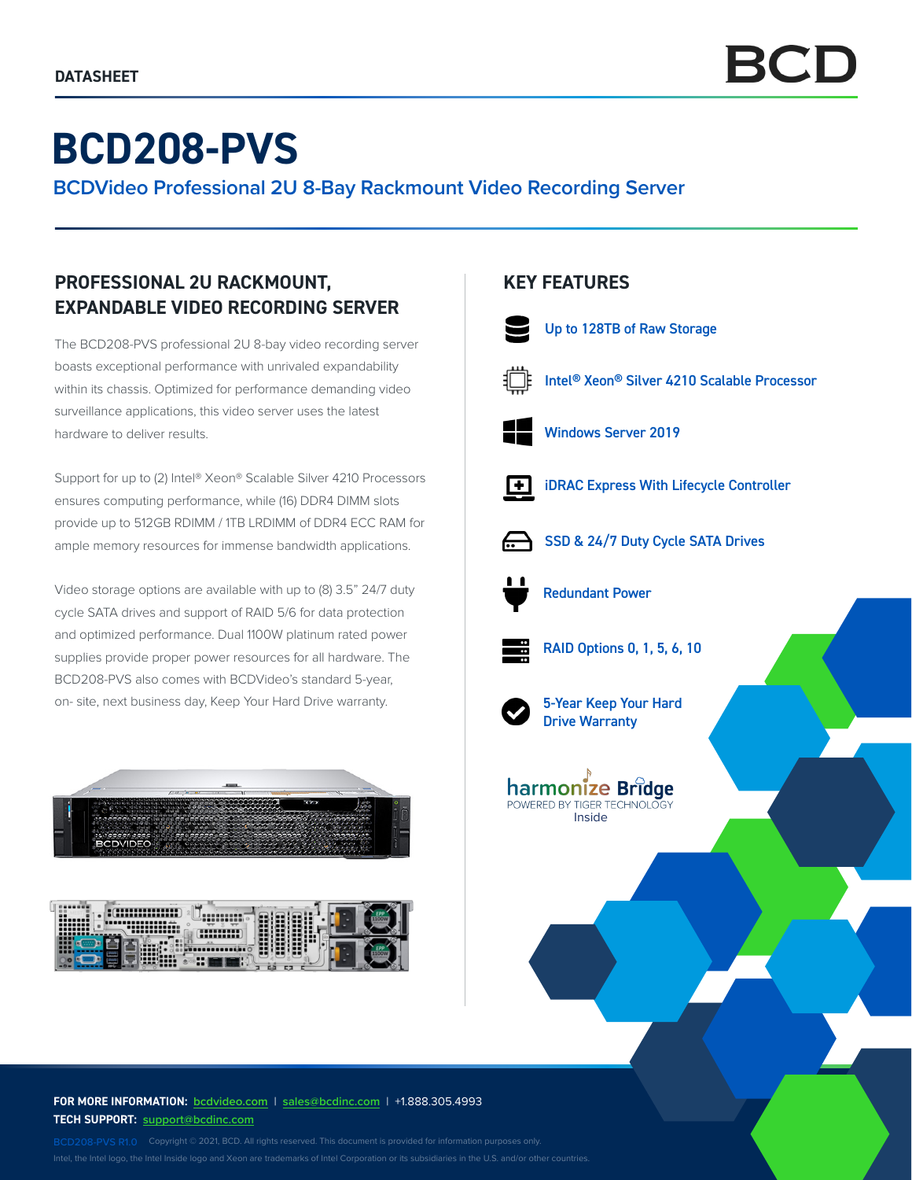DATASHEET

# BCD208-PVS

## BCDVideo Professional 2U 8-Bay Rackmount Video Recording Server

### PROFESSIONAL 2U RACKMOUNT, EXPANDABLE VIDEO RECORDING SERVER

The BCD208-PVS professional 2U 8-bay video recording server boasts exceptional performance with unrivaled expandability within its chassis. Optimized for performance demanding video surveillance applications, this video server uses the latest hardware to deliver results.

Support for up to (2) Intel® Xeon® Scalable Silver 4210 Processors ensures computing performance, while (16) DDR4 DIMM slots provide up to 512GB RDIMM / 1TB LRDIMM of DDR4 ECC RAM for ample memory resources for immense bandwidth applications.

Video storage options are available with up to (8) 3.5" 24/7 duty cycle SATA drives and support of RAID 5/6 for data protection and optimized performance. Dual 1100W platinum rated power supplies provide proper power resources for all hardware. The BCD208-PVS also comes with BCDVideo's standard 5-year, on- site, next business day, Keep Your Hard Drive warranty.

### KEY FEATURES

- Up to 128TB of Raw Storage
- Intel® Xeon® Silver 4210 Scalable Processor
- Windows Server 2019
- iDRAC Express With Lifecycle Controller
- SSD & 24/7 Duty Cycle SATA Drives
- Redundant Power
- RAID Options 0, 1, 5, 6, 10
- 5-Year Keep Your Hard Drive Warranty

harmonize Bridge POWERED BY TIGER TECHNOLOGY Inside

**FOR MORE INFORMATION:** bcdvideo.com | sales@bcdinc.com | +1.888.305.4993
**TECH SUPPORT:** support@bcdinc.com

BCD208-PVS R1.0 Copyright © 2021, BCD. All rights reserved. This document is provided for information purposes only.
Intel, the Intel logo, the Intel Inside logo and Xeon are trademarks of Intel Corporation or its subsidiaries in the U.S. and/or other countries.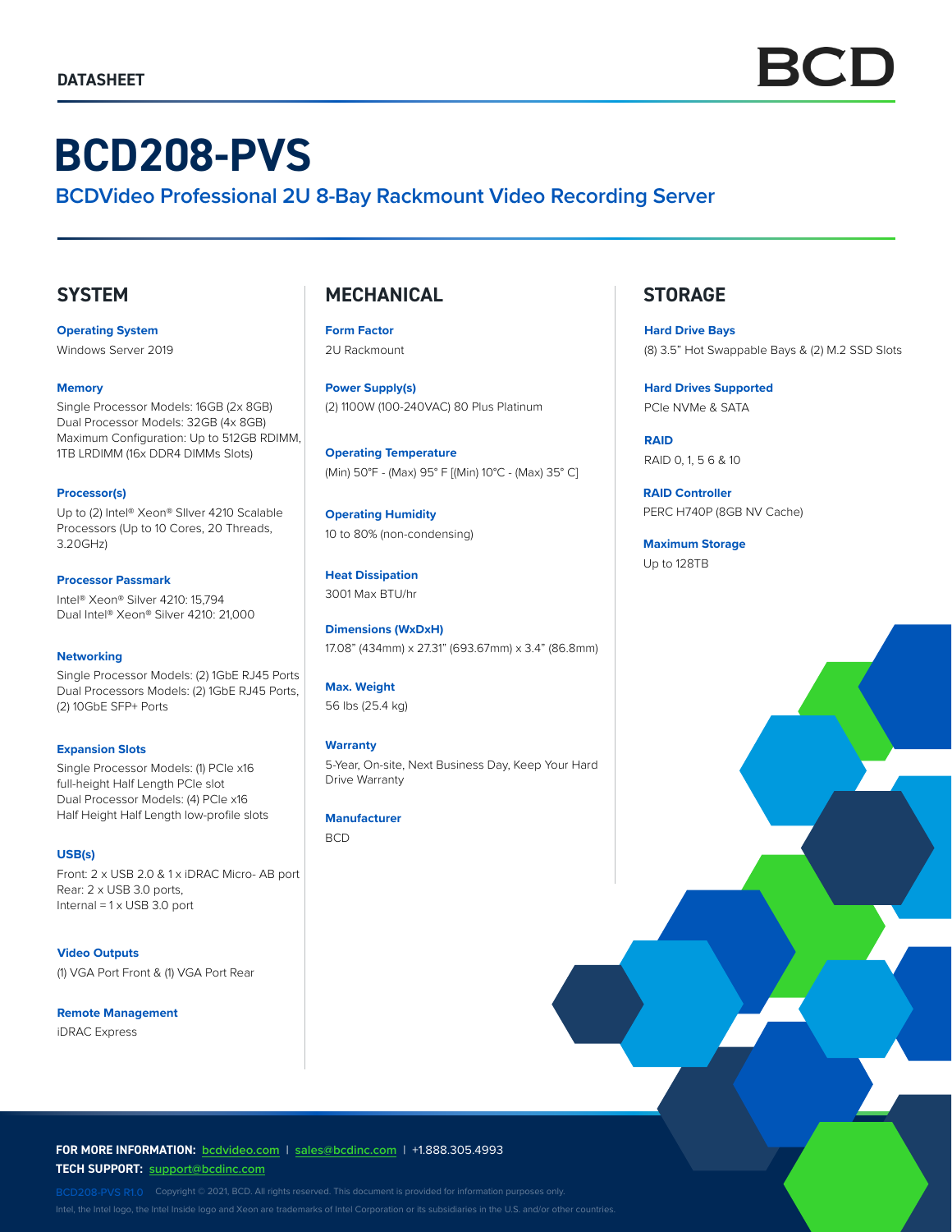DATASHEET

BCD

# BCD208-PVS

## BCDVideo Professional 2U 8-Bay Rackmount Video Recording Server

## SYSTEM

**Operating System**

Windows Server 2019

**Memory**

Single Processor Models: 16GB (2x 8GB)
Dual Processor Models: 32GB (4x 8GB)
Maximum Configuration: Up to 512GB RDIMM, 1TB LRDIMM (16x DDR4 DIMMs Slots)

**Processor(s)**

Up to (2) Intel® Xeon® SIlver 4210 Scalable Processors (Up to 10 Cores, 20 Threads, 3.20GHz)

**Processor Passmark**

Intel® Xeon® Silver 4210: 15,794
Dual Intel® Xeon® Silver 4210: 21,000

**Networking**

Single Processor Models: (2) 1GbE RJ45 Ports
Dual Processors Models: (2) 1GbE RJ45 Ports, (2) 10GbE SFP+ Ports

**Expansion Slots**

Single Processor Models: (1) PCIe x16 full-height Half Length PCIe slot
Dual Processor Models: (4) PCIe x16 Half Height Half Length low-profile slots

**USB(s)**

Front: 2 x USB 2.0 & 1 x iDRAC Micro- AB port
Rear: 2 x USB 3.0 ports,
Internal = 1 x USB 3.0 port

**Video Outputs**

(1) VGA Port Front & (1) VGA Port Rear

**Remote Management**

iDRAC Express

## MECHANICAL

**Form Factor**

2U Rackmount

**Power Supply(s)**

(2) 1100W (100-240VAC) 80 Plus Platinum

**Operating Temperature**

(Min) 50°F - (Max) 95° F [(Min) 10°C - (Max) 35° C]

**Operating Humidity**

10 to 80% (non-condensing)

**Heat Dissipation**

3001 Max BTU/hr

**Dimensions (WxDxH)**

17.08" (434mm) x 27.31" (693.67mm) x 3.4" (86.8mm)

**Max. Weight**

56 lbs (25.4 kg)

**Warranty**

5-Year, On-site, Next Business Day, Keep Your Hard Drive Warranty

**Manufacturer**

BCD

## STORAGE

**Hard Drive Bays**

(8) 3.5" Hot Swappable Bays & (2) M.2 SSD Slots

**Hard Drives Supported**

PCIe NVMe & SATA

**RAID**

RAID 0, 1, 5 6 & 10

**RAID Controller**

PERC H740P (8GB NV Cache)

**Maximum Storage**

Up to 128TB

**FOR MORE INFORMATION:** bcdvideo.com | sales@bcdinc.com | +1.888.305.4993
**TECH SUPPORT:** support@bcdinc.com

BCD208-PVS R1.0 Copyright © 2021, BCD. All rights reserved. This document is provided for information purposes only.
Intel, the Intel logo, the Intel Inside logo and Xeon are trademarks of Intel Corporation or its subsidiaries in the U.S. and/or other countries.